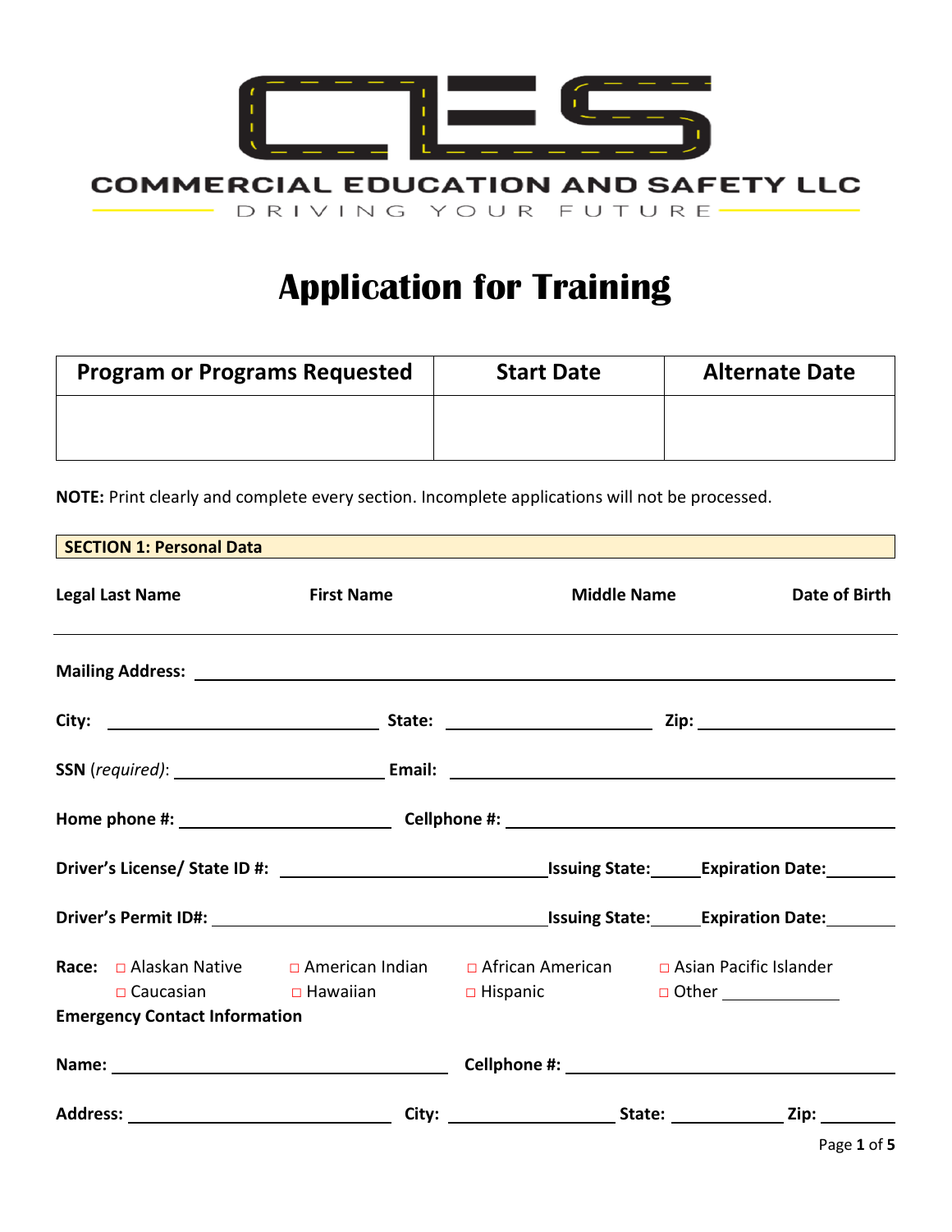COMMERCIAL EDUCATION AND SAFETY LLC

DRIVING YOUR FUTURE

# Application for Training

| Program or Programs Requested | Start Date | Alternate Date |
|---|---|---|
| | | |

**NOTE:** Print clearly and complete every section. Incomplete applications will not be processed.

## SECTION 1: Personal Data

**Legal Last Name** **First Name** **Middle Name** **Date of Birth**

**Mailing Address:** ______________________________

**City:** ____________ **State:** ____________ **Zip:** ____________

**SSN** (*required*): ____________ **Email:** ____________

**Home phone #:** ____________ **Cellphone #:** ____________

**Driver's License/ State ID #:** ____________ **Issuing State:** ______ **Expiration Date:** ______

**Driver's Permit ID#:** ____________ **Issuing State:** ______ **Expiration Date:** ______

**Race:** □ Alaskan Native □ American Indian □ African American □ Asian Pacific Islander
□ Caucasian □ Hawaiian □ Hispanic □ Other ____________

**Emergency Contact Information**

**Name:** ____________ **Cellphone #:** ____________

**Address:** ____________ **City:** ____________ **State:** ____________ **Zip:** ______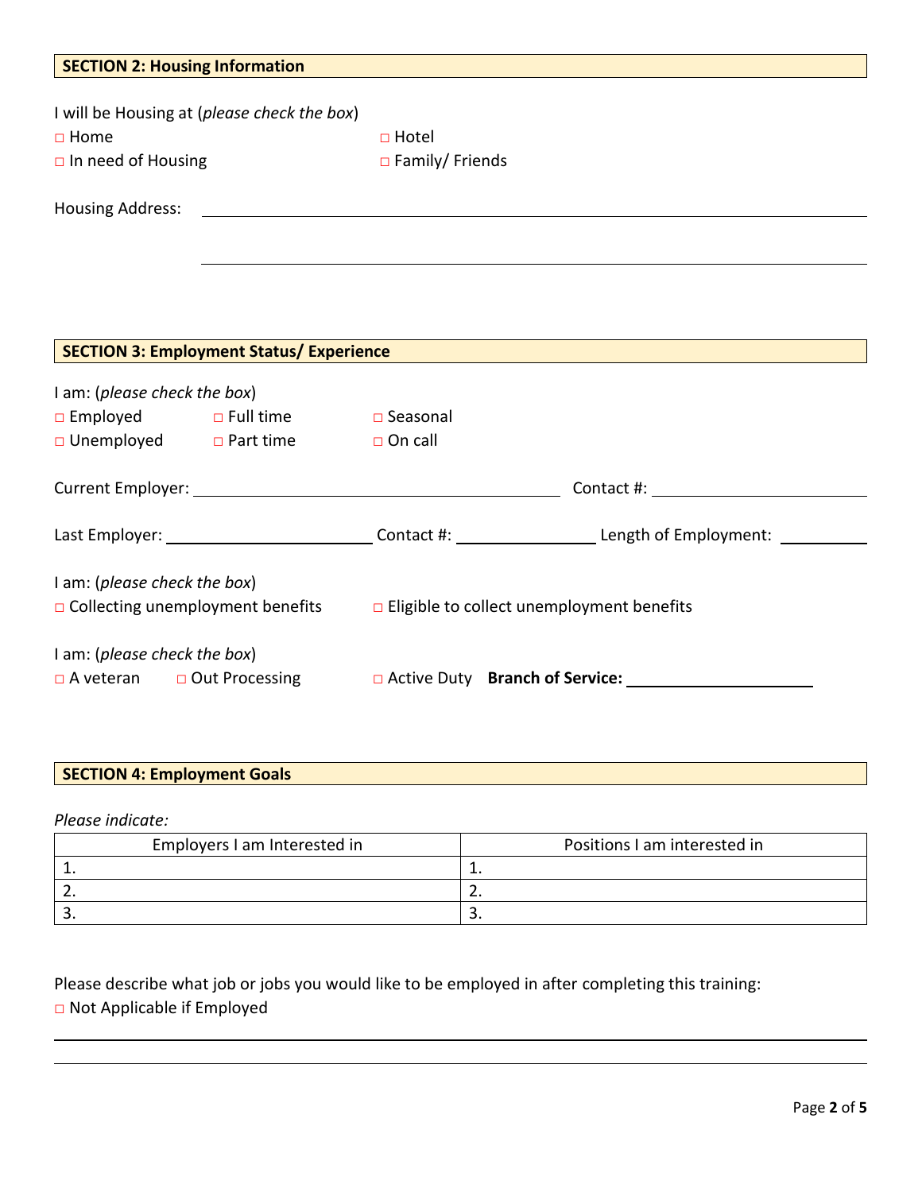## SECTION 2: Housing Information

I will be Housing at (*please check the box*)

□ Home □ Hotel

□ In need of Housing □ Family/ Friends

Housing Address: ______________________________________________

______________________________________________

## SECTION 3: Employment Status/ Experience

I am: (*please check the box*)

□ Employed □ Full time □ Seasonal

□ Unemployed □ Part time □ On call

Current Employer: ______________________ Contact #: ______________

Last Employer: ______________ Contact #: __________ Length of Employment: ________

I am: (*please check the box*)

□ Collecting unemployment benefits □ Eligible to collect unemployment benefits

I am: (*please check the box*)

□ A veteran □ Out Processing □ Active Duty **Branch of Service:** ______________

## SECTION 4: Employment Goals

*Please indicate:*

| Employers I am Interested in | Positions I am interested in |
|---|---|
| 1. | 1. |
| 2. | 2. |
| 3. | 3. |

Please describe what job or jobs you would like to be employed in after completing this training:

□ Not Applicable if Employed

______________________________________________

______________________________________________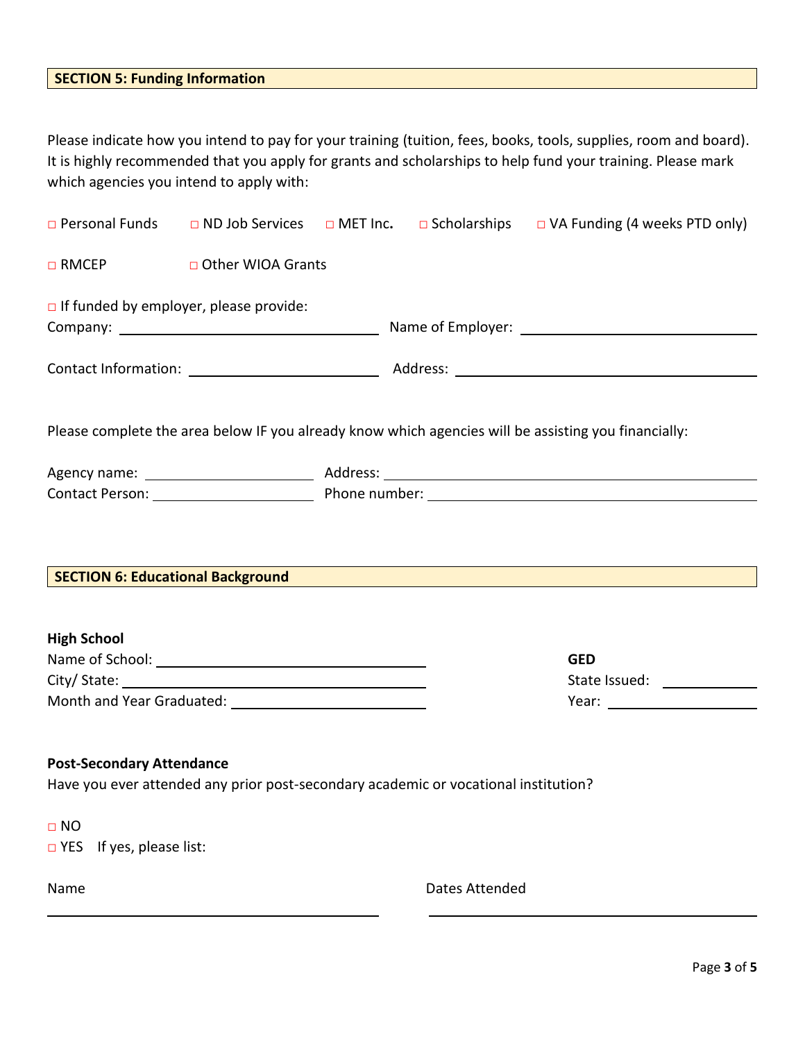## SECTION 5: Funding Information

Please indicate how you intend to pay for your training (tuition, fees, books, tools, supplies, room and board). It is highly recommended that you apply for grants and scholarships to help fund your training. Please mark which agencies you intend to apply with:

□ Personal Funds  □ ND Job Services  □ MET Inc.  □ Scholarships  □ VA Funding (4 weeks PTD only)

□ RMCEP  □ Other WIOA Grants

□ If funded by employer, please provide:

Company: ______________________ Name of Employer: ______________________

Contact Information: ______________________ Address: ______________________

Please complete the area below IF you already know which agencies will be assisting you financially:

Agency name: ______________________ Address: ______________________

Contact Person: ______________________ Phone number: ______________________

## SECTION 6: Educational Background

**High School**

Name of School: ______________________

City/ State: ______________________

Month and Year Graduated: ______________________

**GED**

State Issued: ____________

Year: ____________

**Post-Secondary Attendance**

Have you ever attended any prior post-secondary academic or vocational institution?

□ NO

□ YES  If yes, please list:

Name ______________________ Dates Attended ______________________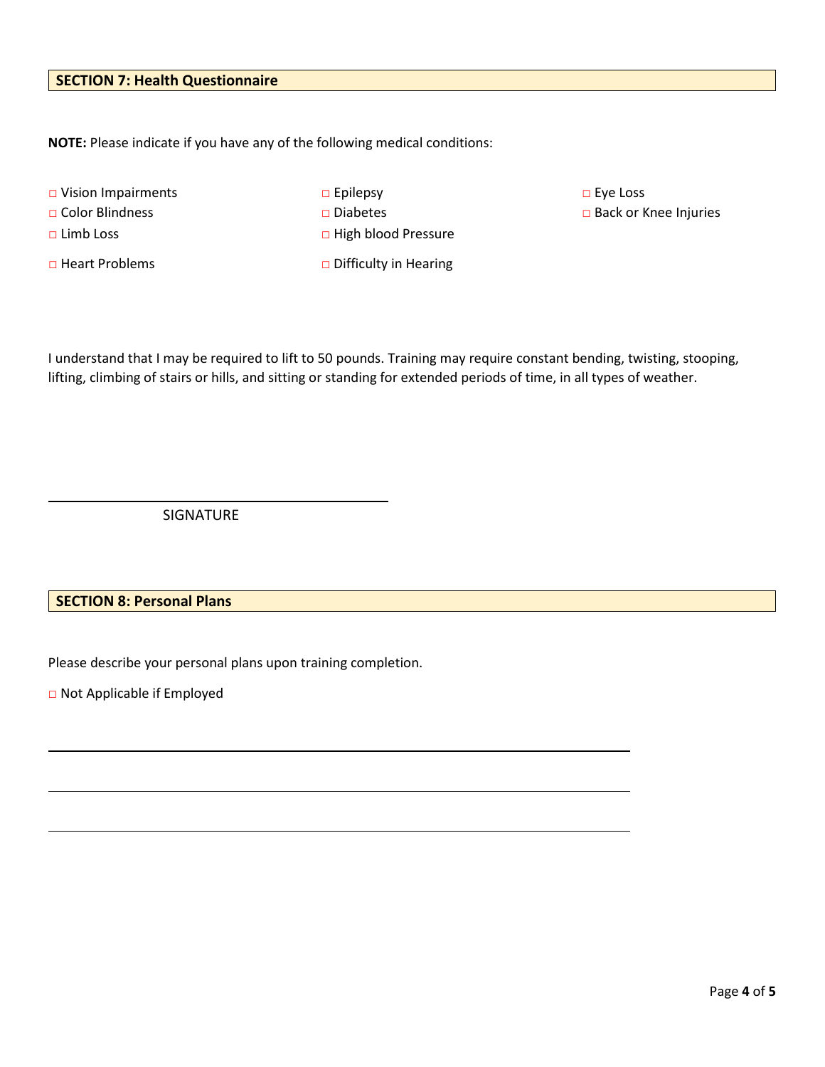## SECTION 7: Health Questionnaire

**NOTE:** Please indicate if you have any of the following medical conditions:

- ☐ Vision Impairments
- ☐ Color Blindness
- ☐ Limb Loss
- ☐ Heart Problems
- ☐ Epilepsy
- ☐ Diabetes
- ☐ High blood Pressure
- ☐ Difficulty in Hearing
- ☐ Eye Loss
- ☐ Back or Knee Injuries

I understand that I may be required to lift to 50 pounds. Training may require constant bending, twisting, stooping, lifting, climbing of stairs or hills, and sitting or standing for extended periods of time, in all types of weather.

______________________________

SIGNATURE

## SECTION 8: Personal Plans

Please describe your personal plans upon training completion.

☐ Not Applicable if Employed

______________________________

______________________________

______________________________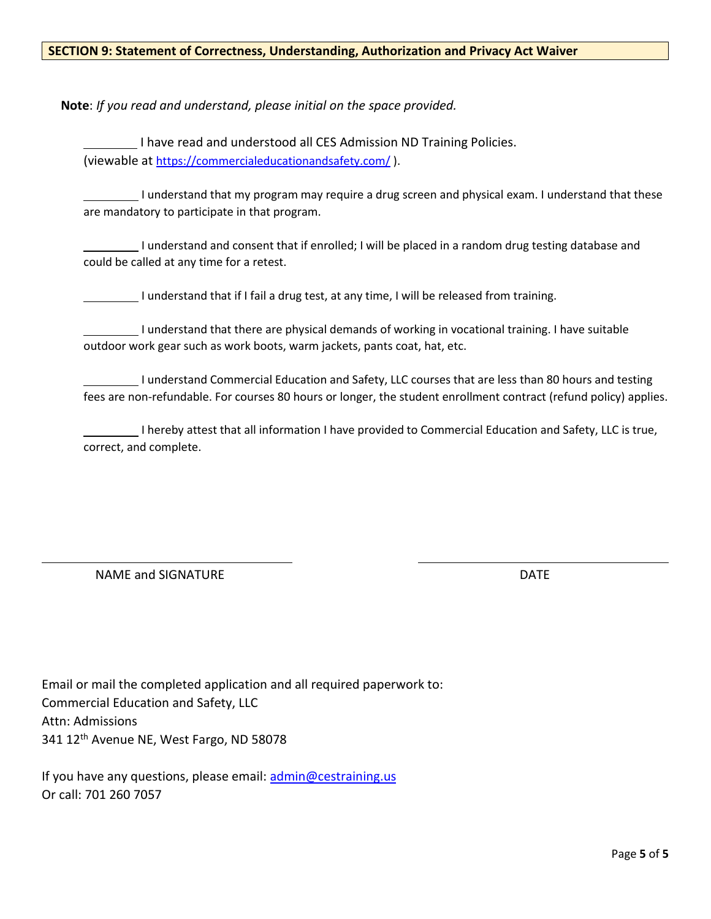## SECTION 9: Statement of Correctness, Understanding, Authorization and Privacy Act Waiver

**Note**: *If you read and understand, please initial on the space provided.*

_________ I have read and understood all CES Admission ND Training Policies. (viewable at https://commercialeducationandsafety.com/ ).

_________ I understand that my program may require a drug screen and physical exam. I understand that these are mandatory to participate in that program.

_________ I understand and consent that if enrolled; I will be placed in a random drug testing database and could be called at any time for a retest.

_________ I understand that if I fail a drug test, at any time, I will be released from training.

_________ I understand that there are physical demands of working in vocational training. I have suitable outdoor work gear such as work boots, warm jackets, pants coat, hat, etc.

_________ I understand Commercial Education and Safety, LLC courses that are less than 80 hours and testing fees are non-refundable. For courses 80 hours or longer, the student enrollment contract (refund policy) applies.

_________ I hereby attest that all information I have provided to Commercial Education and Safety, LLC is true, correct, and complete.

_______________________________ _______________________________

NAME and SIGNATURE DATE

Email or mail the completed application and all required paperwork to:
Commercial Education and Safety, LLC
Attn: Admissions
341 12th Avenue NE, West Fargo, ND 58078

If you have any questions, please email: admin@cestraining.us
Or call: 701 260 7057